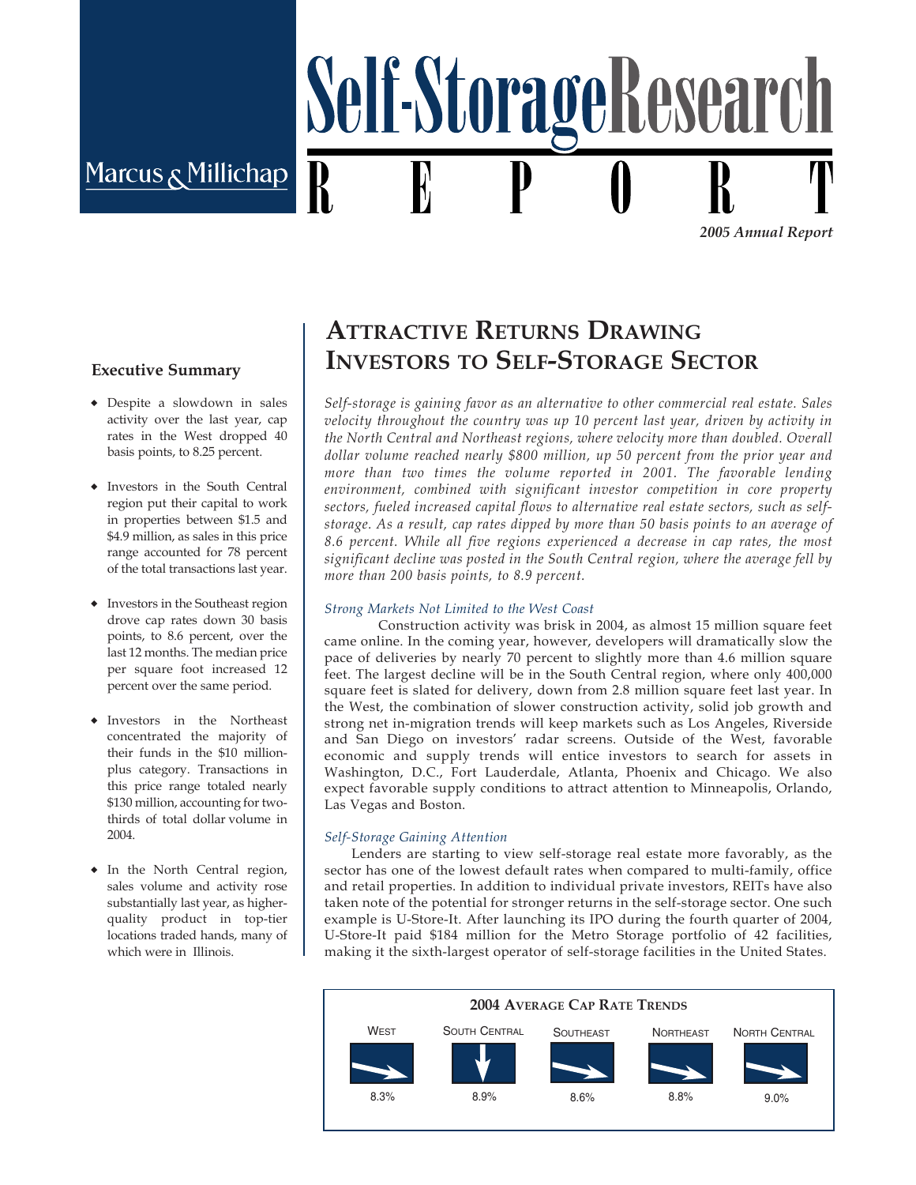# Self-Storage Research REPORT

Marcus & Millichap

*2005 Annual Report*

## Attractive Returns Drawing Investors to Self-Storage Sector

### Executive Summary

- Despite a slowdown in sales activity over the last year, cap rates in the West dropped 40 basis points, to 8.25 percent.
- Investors in the South Central region put their capital to work in properties between $1.5 and $4.9 million, as sales in this price range accounted for 78 percent of the total transactions last year.
- Investors in the Southeast region drove cap rates down 30 basis points, to 8.6 percent, over the last 12 months. The median price per square foot increased 12 percent over the same period.
- Investors in the Northeast concentrated the majority of their funds in the $10 million-plus category. Transactions in this price range totaled nearly $130 million, accounting for two-thirds of total dollar volume in 2004.
- In the North Central region, sales volume and activity rose substantially last year, as higher-quality product in top-tier locations traded hands, many of which were in Illinois.

*Self-storage is gaining favor as an alternative to other commercial real estate. Sales velocity throughout the country was up 10 percent last year, driven by activity in the North Central and Northeast regions, where velocity more than doubled. Overall dollar volume reached nearly $800 million, up 50 percent from the prior year and more than two times the volume reported in 2001. The favorable lending environment, combined with significant investor competition in core property sectors, fueled increased capital flows to alternative real estate sectors, such as self-storage. As a result, cap rates dipped by more than 50 basis points to an average of 8.6 percent. While all five regions experienced a decrease in cap rates, the most significant decline was posted in the South Central region, where the average fell by more than 200 basis points, to 8.9 percent.*

### *Strong Markets Not Limited to the West Coast*

Construction activity was brisk in 2004, as almost 15 million square feet came online. In the coming year, however, developers will dramatically slow the pace of deliveries by nearly 70 percent to slightly more than 4.6 million square feet. The largest decline will be in the South Central region, where only 400,000 square feet is slated for delivery, down from 2.8 million square feet last year. In the West, the combination of slower construction activity, solid job growth and strong net in-migration trends will keep markets such as Los Angeles, Riverside and San Diego on investors' radar screens. Outside of the West, favorable economic and supply trends will entice investors to search for assets in Washington, D.C., Fort Lauderdale, Atlanta, Phoenix and Chicago. We also expect favorable supply conditions to attract attention to Minneapolis, Orlando, Las Vegas and Boston.

### *Self-Storage Gaining Attention*

Lenders are starting to view self-storage real estate more favorably, as the sector has one of the lowest default rates when compared to multi-family, office and retail properties. In addition to individual private investors, REITs have also taken note of the potential for stronger returns in the self-storage sector. One such example is U-Store-It. After launching its IPO during the fourth quarter of 2004, U-Store-It paid $184 million for the Metro Storage portfolio of 42 facilities, making it the sixth-largest operator of self-storage facilities in the United States.

**2004 Average Cap Rate Trends**

| West | South Central | Southeast | Northeast | North Central |
|---|---|---|---|---|
| 8.3% | 8.9% | 8.6% | 8.8% | 9.0% |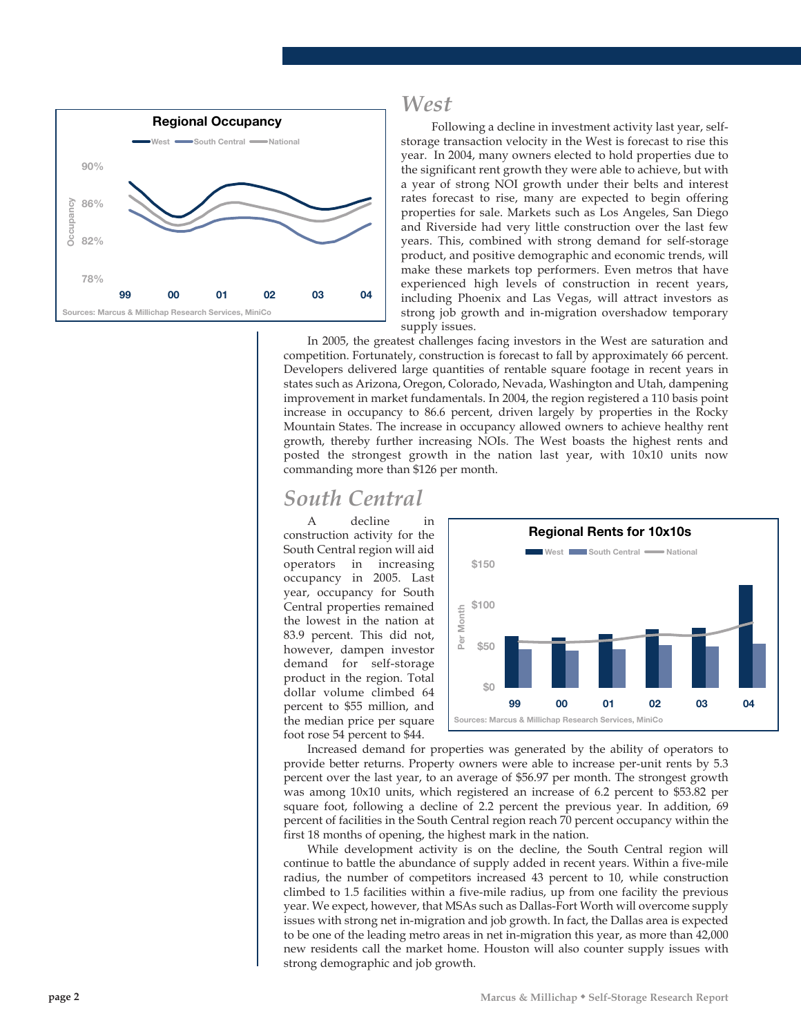## West

Following a decline in investment activity last year, self-storage transaction velocity in the West is forecast to rise this year. In 2004, many owners elected to hold properties due to the significant rent growth they were able to achieve, but with a year of strong NOI growth under their belts and interest rates forecast to rise, many are expected to begin offering properties for sale. Markets such as Los Angeles, San Diego and Riverside had very little construction over the last few years. This, combined with strong demand for self-storage product, and positive demographic and economic trends, will make these markets top performers. Even metros that have experienced high levels of construction in recent years, including Phoenix and Las Vegas, will attract investors as strong job growth and in-migration overshadow temporary supply issues.

In 2005, the greatest challenges facing investors in the West are saturation and competition. Fortunately, construction is forecast to fall by approximately 66 percent. Developers delivered large quantities of rentable square footage in recent years in states such as Arizona, Oregon, Colorado, Nevada, Washington and Utah, dampening improvement in market fundamentals. In 2004, the region registered a 110 basis point increase in occupancy to 86.6 percent, driven largely by properties in the Rocky Mountain States. The increase in occupancy allowed owners to achieve healthy rent growth, thereby further increasing NOIs. The West boasts the highest rents and posted the strongest growth in the nation last year, with 10x10 units now commanding more than $126 per month.

## South Central

A decline in construction activity for the South Central region will aid operators in increasing occupancy in 2005. Last year, occupancy for South Central properties remained the lowest in the nation at 83.9 percent. This did not, however, dampen investor demand for self-storage product in the region. Total dollar volume climbed 64 percent to $55 million, and the median price per square foot rose 54 percent to $44.

Increased demand for properties was generated by the ability of operators to provide better returns. Property owners were able to increase per-unit rents by 5.3 percent over the last year, to an average of $56.97 per month. The strongest growth was among 10x10 units, which registered an increase of 6.2 percent to $53.82 per square foot, following a decline of 2.2 percent the previous year. In addition, 69 percent of facilities in the South Central region reach 70 percent occupancy within the first 18 months of opening, the highest mark in the nation.

While development activity is on the decline, the South Central region will continue to battle the abundance of supply added in recent years. Within a five-mile radius, the number of competitors increased 43 percent to 10, while construction climbed to 1.5 facilities within a five-mile radius, up from one facility the previous year. We expect, however, that MSAs such as Dallas-Fort Worth will overcome supply issues with strong net in-migration and job growth. In fact, the Dallas area is expected to be one of the leading metro areas in net in-migration this year, as more than 42,000 new residents call the market home. Houston will also counter supply issues with strong demographic and job growth.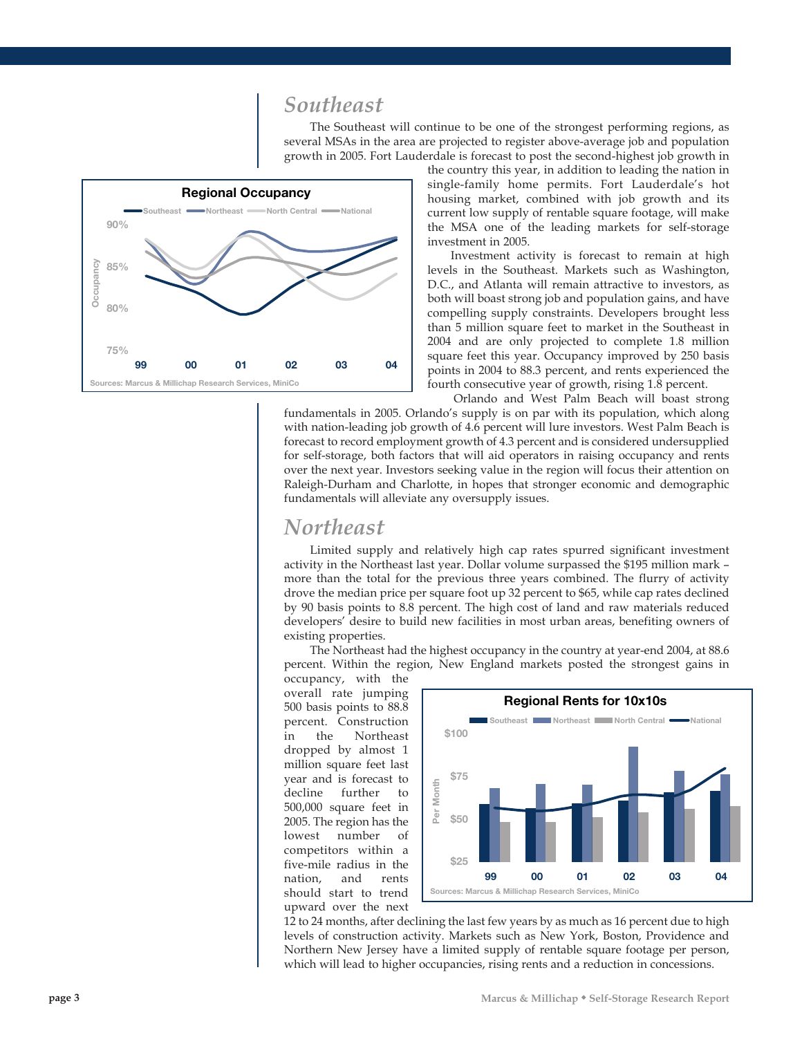## Southeast

The Southeast will continue to be one of the strongest performing regions, as several MSAs in the area are projected to register above-average job and population growth in 2005. Fort Lauderdale is forecast to post the second-highest job growth in the country this year, in addition to leading the nation in single-family home permits. Fort Lauderdale's hot housing market, combined with job growth and its current low supply of rentable square footage, will make the MSA one of the leading markets for self-storage investment in 2005.

Investment activity is forecast to remain at high levels in the Southeast. Markets such as Washington, D.C., and Atlanta will remain attractive to investors, as both will boast strong job and population gains, and have compelling supply constraints. Developers brought less than 5 million square feet to market in the Southeast in 2004 and are only projected to complete 1.8 million square feet this year. Occupancy improved by 250 basis points in 2004 to 88.3 percent, and rents experienced the fourth consecutive year of growth, rising 1.8 percent.

Orlando and West Palm Beach will boast strong fundamentals in 2005. Orlando's supply is on par with its population, which along with nation-leading job growth of 4.6 percent will lure investors. West Palm Beach is forecast to record employment growth of 4.3 percent and is considered undersupplied for self-storage, both factors that will aid operators in raising occupancy and rents over the next year. Investors seeking value in the region will focus their attention on Raleigh-Durham and Charlotte, in hopes that stronger economic and demographic fundamentals will alleviate any oversupply issues.

**Regional Occupancy**

Southeast · Northeast · North Central · National

Sources: Marcus & Millichap Research Services, MiniCo

## Northeast

Limited supply and relatively high cap rates spurred significant investment activity in the Northeast last year. Dollar volume surpassed the $195 million mark – more than the total for the previous three years combined. The flurry of activity drove the median price per square foot up 32 percent to $65, while cap rates declined by 90 basis points to 8.8 percent. The high cost of land and raw materials reduced developers' desire to build new facilities in most urban areas, benefiting owners of existing properties.

The Northeast had the highest occupancy in the country at year-end 2004, at 88.6 percent. Within the region, New England markets posted the strongest gains in occupancy, with the overall rate jumping 500 basis points to 88.8 percent. Construction in the Northeast dropped by almost 1 million square feet last year and is forecast to decline further to 500,000 square feet in 2005. The region has the lowest number of competitors within a five-mile radius in the nation, and rents should start to trend upward over the next 12 to 24 months, after declining the last few years by as much as 16 percent due to high levels of construction activity. Markets such as New York, Boston, Providence and Northern New Jersey have a limited supply of rentable square footage per person, which will lead to higher occupancies, rising rents and a reduction in concessions.

**Regional Rents for 10x10s**

Southeast · Northeast · North Central · National

Sources: Marcus & Millichap Research Services, MiniCo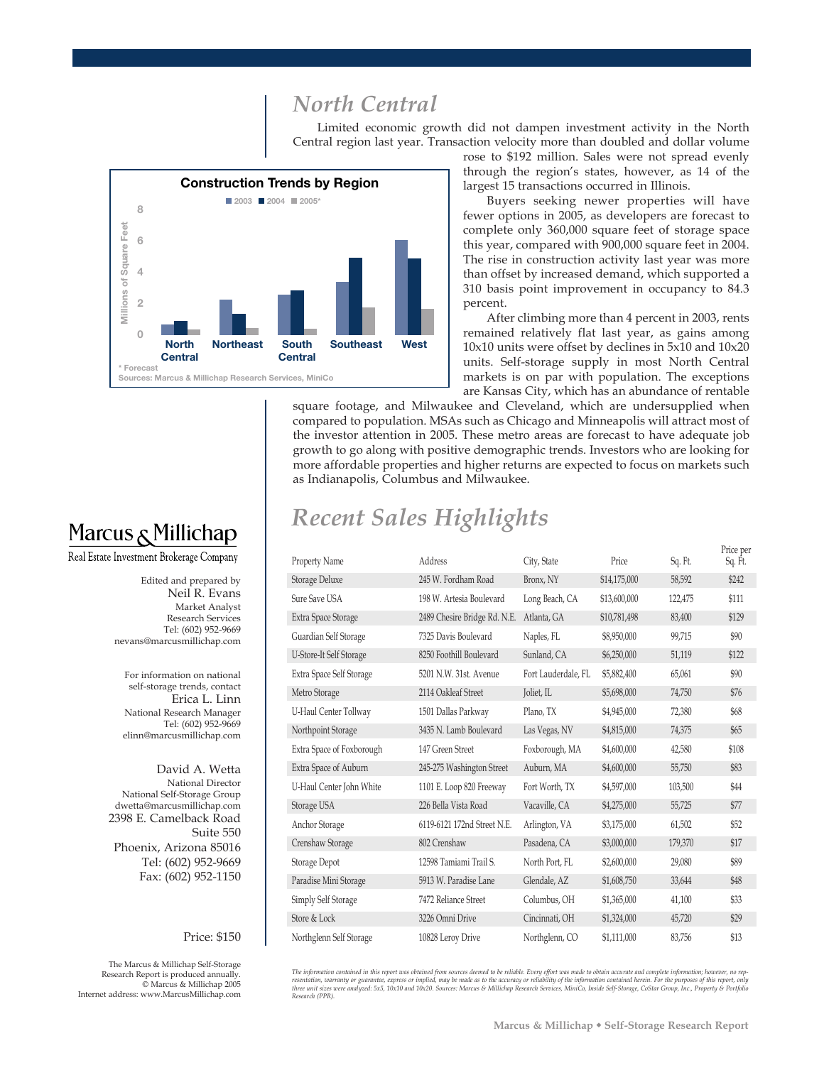## North Central

Limited economic growth did not dampen investment activity in the North Central region last year. Transaction velocity more than doubled and dollar volume rose to $192 million. Sales were not spread evenly through the region's states, however, as 14 of the largest 15 transactions occurred in Illinois.

Buyers seeking newer properties will have fewer options in 2005, as developers are forecast to complete only 360,000 square feet of storage space this year, compared with 900,000 square feet in 2004. The rise in construction activity last year was more than offset by increased demand, which supported a 310 basis point improvement in occupancy to 84.3 percent.

After climbing more than 4 percent in 2003, rents remained relatively flat last year, as gains among 10x10 units were offset by declines in 5x10 and 10x20 units. Self-storage supply in most North Central markets is on par with population. The exceptions are Kansas City, which has an abundance of rentable square footage, and Milwaukee and Cleveland, which are undersupplied when compared to population. MSAs such as Chicago and Minneapolis will attract most of the investor attention in 2005. These metro areas are forecast to have adequate job growth to go along with positive demographic trends. Investors who are looking for more affordable properties and higher returns are expected to focus on markets such as Indianapolis, Columbus and Milwaukee.

**Construction Trends by Region**

2003 2004 2005*

Millions of Square Feet

0 2 4 6 8

North Central, Northeast, South Central, Southeast, West

\* Forecast
Sources: Marcus & Millichap Research Services, MiniCo

## Recent Sales Highlights

| Property Name | Address | City, State | Price | Sq. Ft. | Price per Sq. Ft. |
|---|---|---|---|---|---|
| Storage Deluxe | 245 W. Fordham Road | Bronx, NY | $14,175,000 | 58,592 | $242 |
| Sure Save USA | 198 W. Artesia Boulevard | Long Beach, CA | $13,600,000 | 122,475 | $111 |
| Extra Space Storage | 2489 Chesire Bridge Rd. N.E. | Atlanta, GA | $10,781,498 | 83,400 | $129 |
| Guardian Self Storage | 7325 Davis Boulevard | Naples, FL | $8,950,000 | 99,715 | $90 |
| U-Store-It Self Storage | 8250 Foothill Boulevard | Sunland, CA | $6,250,000 | 51,119 | $122 |
| Extra Space Self Storage | 5201 N.W. 31st. Avenue | Fort Lauderdale, FL | $5,882,400 | 65,061 | $90 |
| Metro Storage | 2114 Oakleaf Street | Joliet, IL | $5,698,000 | 74,750 | $76 |
| U-Haul Center Tollway | 1501 Dallas Parkway | Plano, TX | $4,945,000 | 72,380 | $68 |
| Northpoint Storage | 3435 N. Lamb Boulevard | Las Vegas, NV | $4,815,000 | 74,375 | $65 |
| Extra Space of Foxborough | 147 Green Street | Foxborough, MA | $4,600,000 | 42,580 | $108 |
| Extra Space of Auburn | 245-275 Washington Street | Auburn, MA | $4,600,000 | 55,750 | $83 |
| U-Haul Center John White | 1101 E. Loop 820 Freeway | Fort Worth, TX | $4,597,000 | 103,500 | $44 |
| Storage USA | 226 Bella Vista Road | Vacaville, CA | $4,275,000 | 55,725 | $77 |
| Anchor Storage | 6119-6121 172nd Street N.E. | Arlington, VA | $3,175,000 | 61,502 | $52 |
| Crenshaw Storage | 802 Crenshaw | Pasadena, CA | $3,000,000 | 179,370 | $17 |
| Storage Depot | 12598 Tamiami Trail S. | North Port, FL | $2,600,000 | 29,080 | $89 |
| Paradise Mini Storage | 5913 W. Paradise Lane | Glendale, AZ | $1,608,750 | 33,644 | $48 |
| Simply Self Storage | 7472 Reliance Street | Columbus, OH | $1,365,000 | 41,100 | $33 |
| Store & Lock | 3226 Omni Drive | Cincinnati, OH | $1,324,000 | 45,720 | $29 |
| Northglenn Self Storage | 10828 Leroy Drive | Northglenn, CO | $1,111,000 | 83,756 | $13 |

*The information contained in this report was obtained from sources deemed to be reliable. Every effort was made to obtain accurate and complete information; however, no representation, warranty or guarantee, express or implied, may be made as to the accuracy or reliability of the information contained herein. For the purposes of this report, only three unit sizes were analyzed: 5x5, 10x10 and 10x20. Sources: Marcus & Millichap Research Services, MiniCo, Inside Self-Storage, CoStar Group, Inc., Property & Portfolio Research (PPR).*

Marcus & Millichap
Real Estate Investment Brokerage Company

Edited and prepared by
Neil R. Evans
Market Analyst
Research Services
Tel: (602) 952-9669
nevans@marcusmillichap.com

For information on national self-storage trends, contact
Erica L. Linn
National Research Manager
Tel: (602) 952-9669
elinn@marcusmillichap.com

David A. Wetta
National Director
National Self-Storage Group
dwetta@marcusmillichap.com
2398 E. Camelback Road
Suite 550
Phoenix, Arizona 85016
Tel: (602) 952-9669
Fax: (602) 952-1150

Price: $150

The Marcus & Millichap Self-Storage Research Report is produced annually.
© Marcus & Millichap 2005
Internet address: www.MarcusMillichap.com